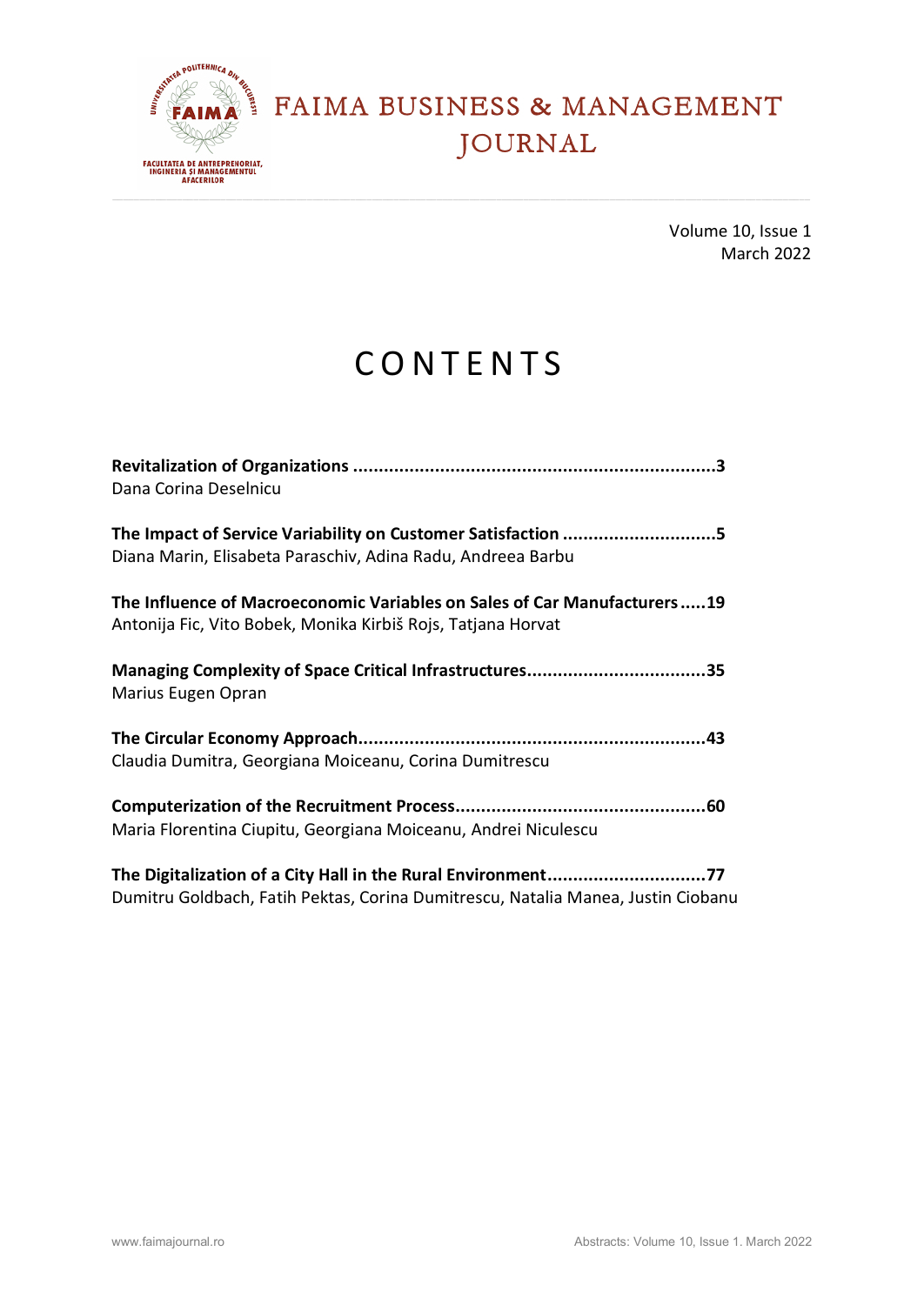# FAIMA BUSINESS & MANAGEMENT JOURNAL

Volume 10, Issue 1
March 2022

# CONTENTS

**Revitalization of Organizations ......................................................................3**
Dana Corina Deselnicu

**The Impact of Service Variability on Customer Satisfaction ..............................5**
Diana Marin, Elisabeta Paraschiv, Adina Radu, Andreea Barbu

**The Influence of Macroeconomic Variables on Sales of Car Manufacturers .....19**
Antonija Fic, Vito Bobek, Monika Kirbiš Rojs, Tatjana Horvat

**Managing Complexity of Space Critical Infrastructures...................................35**
Marius Eugen Opran

**The Circular Economy Approach...................................................................43**
Claudia Dumitra, Georgiana Moiceanu, Corina Dumitrescu

**Computerization of the Recruitment Process.................................................60**
Maria Florentina Ciupitu, Georgiana Moiceanu, Andrei Niculescu

**The Digitalization of a City Hall in the Rural Environment...............................77**
Dumitru Goldbach, Fatih Pektas, Corina Dumitrescu, Natalia Manea, Justin Ciobanu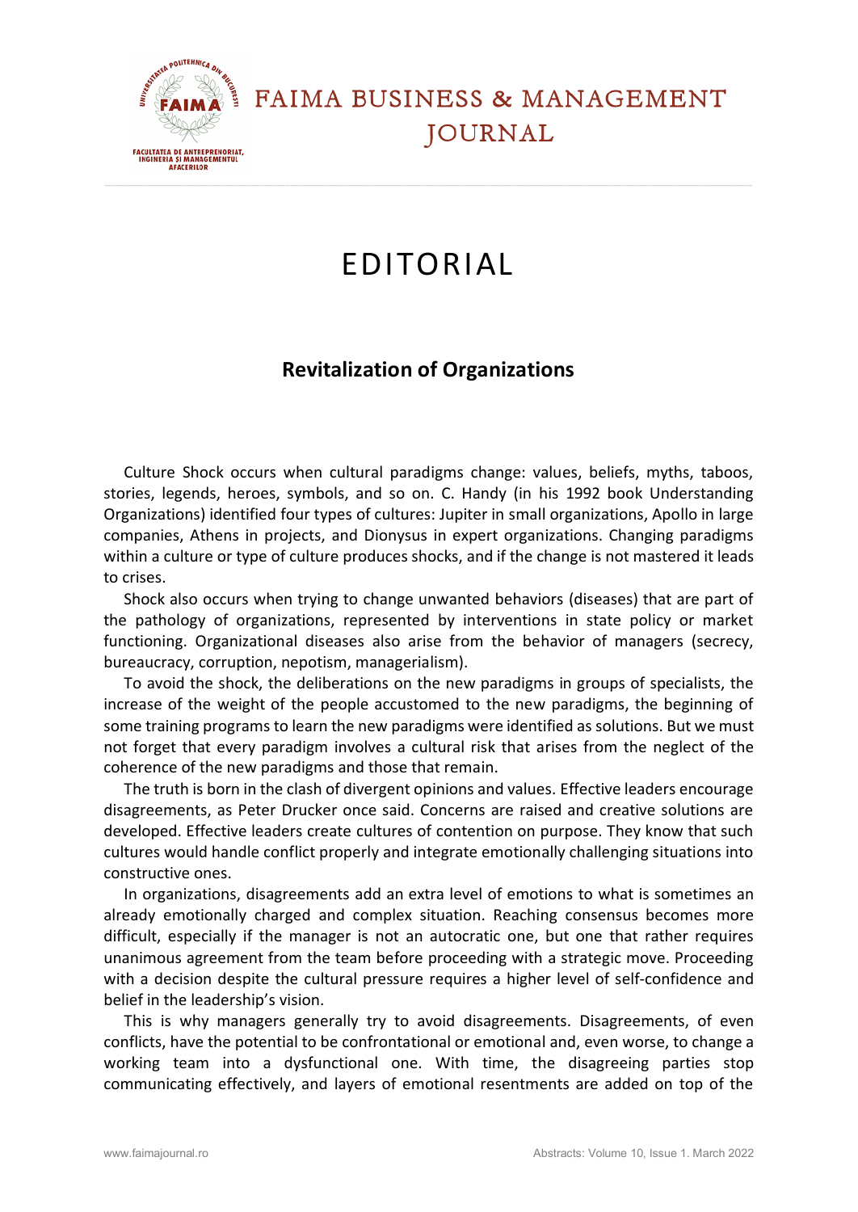# EDITORIAL

## Revitalization of Organizations

Culture Shock occurs when cultural paradigms change: values, beliefs, myths, taboos, stories, legends, heroes, symbols, and so on. C. Handy (in his 1992 book Understanding Organizations) identified four types of cultures: Jupiter in small organizations, Apollo in large companies, Athens in projects, and Dionysus in expert organizations. Changing paradigms within a culture or type of culture produces shocks, and if the change is not mastered it leads to crises.

Shock also occurs when trying to change unwanted behaviors (diseases) that are part of the pathology of organizations, represented by interventions in state policy or market functioning. Organizational diseases also arise from the behavior of managers (secrecy, bureaucracy, corruption, nepotism, managerialism).

To avoid the shock, the deliberations on the new paradigms in groups of specialists, the increase of the weight of the people accustomed to the new paradigms, the beginning of some training programs to learn the new paradigms were identified as solutions. But we must not forget that every paradigm involves a cultural risk that arises from the neglect of the coherence of the new paradigms and those that remain.

The truth is born in the clash of divergent opinions and values. Effective leaders encourage disagreements, as Peter Drucker once said. Concerns are raised and creative solutions are developed. Effective leaders create cultures of contention on purpose. They know that such cultures would handle conflict properly and integrate emotionally challenging situations into constructive ones.

In organizations, disagreements add an extra level of emotions to what is sometimes an already emotionally charged and complex situation. Reaching consensus becomes more difficult, especially if the manager is not an autocratic one, but one that rather requires unanimous agreement from the team before proceeding with a strategic move. Proceeding with a decision despite the cultural pressure requires a higher level of self-confidence and belief in the leadership's vision.

This is why managers generally try to avoid disagreements. Disagreements, of even conflicts, have the potential to be confrontational or emotional and, even worse, to change a working team into a dysfunctional one. With time, the disagreeing parties stop communicating effectively, and layers of emotional resentments are added on top of the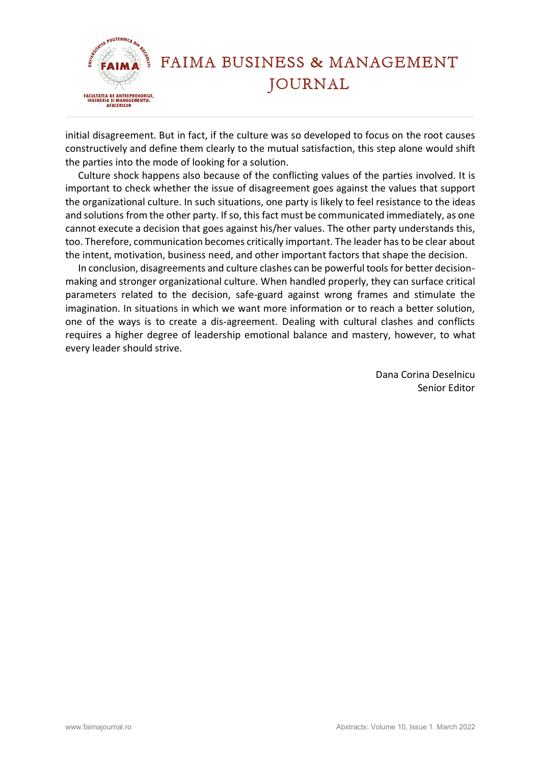initial disagreement. But in fact, if the culture was so developed to focus on the root causes constructively and define them clearly to the mutual satisfaction, this step alone would shift the parties into the mode of looking for a solution.

Culture shock happens also because of the conflicting values of the parties involved. It is important to check whether the issue of disagreement goes against the values that support the organizational culture. In such situations, one party is likely to feel resistance to the ideas and solutions from the other party. If so, this fact must be communicated immediately, as one cannot execute a decision that goes against his/her values. The other party understands this, too. Therefore, communication becomes critically important. The leader has to be clear about the intent, motivation, business need, and other important factors that shape the decision.

In conclusion, disagreements and culture clashes can be powerful tools for better decision-making and stronger organizational culture. When handled properly, they can surface critical parameters related to the decision, safe-guard against wrong frames and stimulate the imagination. In situations in which we want more information or to reach a better solution, one of the ways is to create a dis-agreement. Dealing with cultural clashes and conflicts requires a higher degree of leadership emotional balance and mastery, however, to what every leader should strive.

Dana Corina Deselnicu
Senior Editor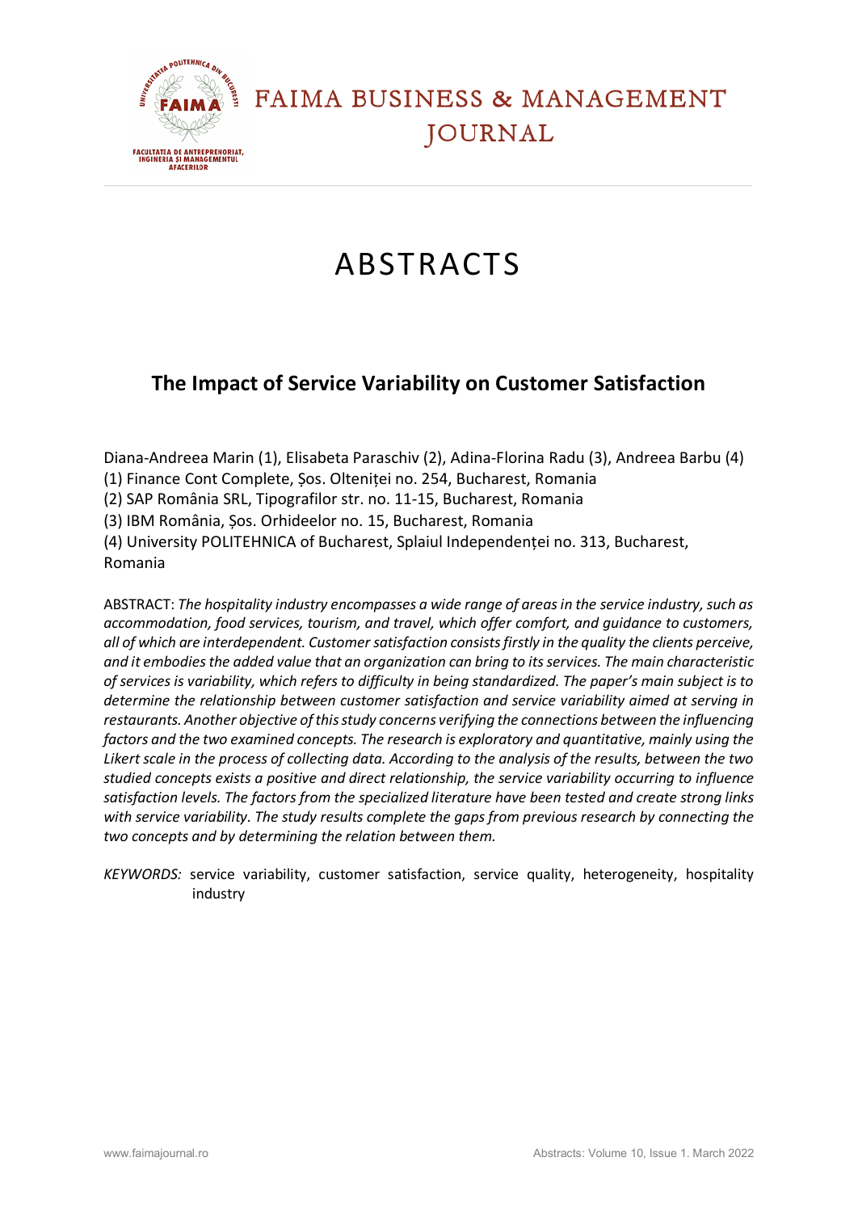# ABSTRACTS

## The Impact of Service Variability on Customer Satisfaction

Diana-Andreea Marin (1), Elisabeta Paraschiv (2), Adina-Florina Radu (3), Andreea Barbu (4)
(1) Finance Cont Complete, Șos. Olteniței no. 254, Bucharest, Romania
(2) SAP România SRL, Tipografilor str. no. 11-15, Bucharest, Romania
(3) IBM România, Șos. Orhideelor no. 15, Bucharest, Romania
(4) University POLITEHNICA of Bucharest, Splaiul Independenței no. 313, Bucharest, Romania

ABSTRACT: *The hospitality industry encompasses a wide range of areas in the service industry, such as accommodation, food services, tourism, and travel, which offer comfort, and guidance to customers, all of which are interdependent. Customer satisfaction consists firstly in the quality the clients perceive, and it embodies the added value that an organization can bring to its services. The main characteristic of services is variability, which refers to difficulty in being standardized. The paper's main subject is to determine the relationship between customer satisfaction and service variability aimed at serving in restaurants. Another objective of this study concerns verifying the connections between the influencing factors and the two examined concepts. The research is exploratory and quantitative, mainly using the Likert scale in the process of collecting data. According to the analysis of the results, between the two studied concepts exists a positive and direct relationship, the service variability occurring to influence satisfaction levels. The factors from the specialized literature have been tested and create strong links with service variability. The study results complete the gaps from previous research by connecting the two concepts and by determining the relation between them.*

*KEYWORDS:* service variability, customer satisfaction, service quality, heterogeneity, hospitality industry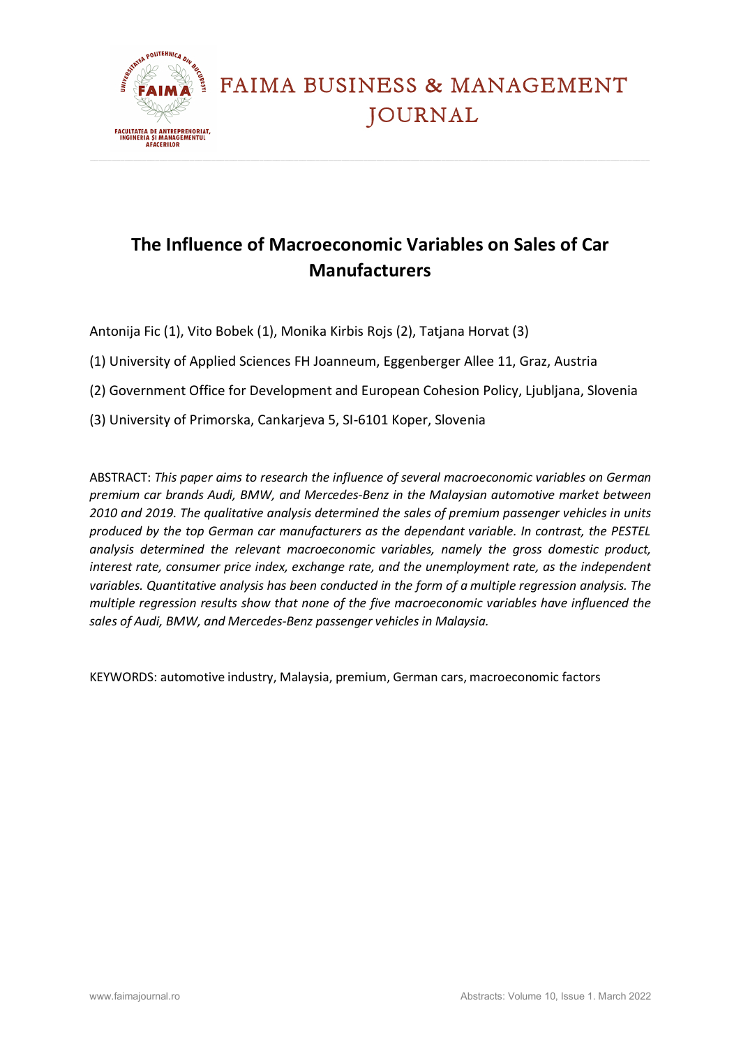# The Influence of Macroeconomic Variables on Sales of Car Manufacturers

Antonija Fic (1), Vito Bobek (1), Monika Kirbis Rojs (2), Tatjana Horvat (3)

(1) University of Applied Sciences FH Joanneum, Eggenberger Allee 11, Graz, Austria

(2) Government Office for Development and European Cohesion Policy, Ljubljana, Slovenia

(3) University of Primorska, Cankarjeva 5, SI-6101 Koper, Slovenia

ABSTRACT: *This paper aims to research the influence of several macroeconomic variables on German premium car brands Audi, BMW, and Mercedes-Benz in the Malaysian automotive market between 2010 and 2019. The qualitative analysis determined the sales of premium passenger vehicles in units produced by the top German car manufacturers as the dependant variable. In contrast, the PESTEL analysis determined the relevant macroeconomic variables, namely the gross domestic product, interest rate, consumer price index, exchange rate, and the unemployment rate, as the independent variables. Quantitative analysis has been conducted in the form of a multiple regression analysis. The multiple regression results show that none of the five macroeconomic variables have influenced the sales of Audi, BMW, and Mercedes-Benz passenger vehicles in Malaysia.*

KEYWORDS: automotive industry, Malaysia, premium, German cars, macroeconomic factors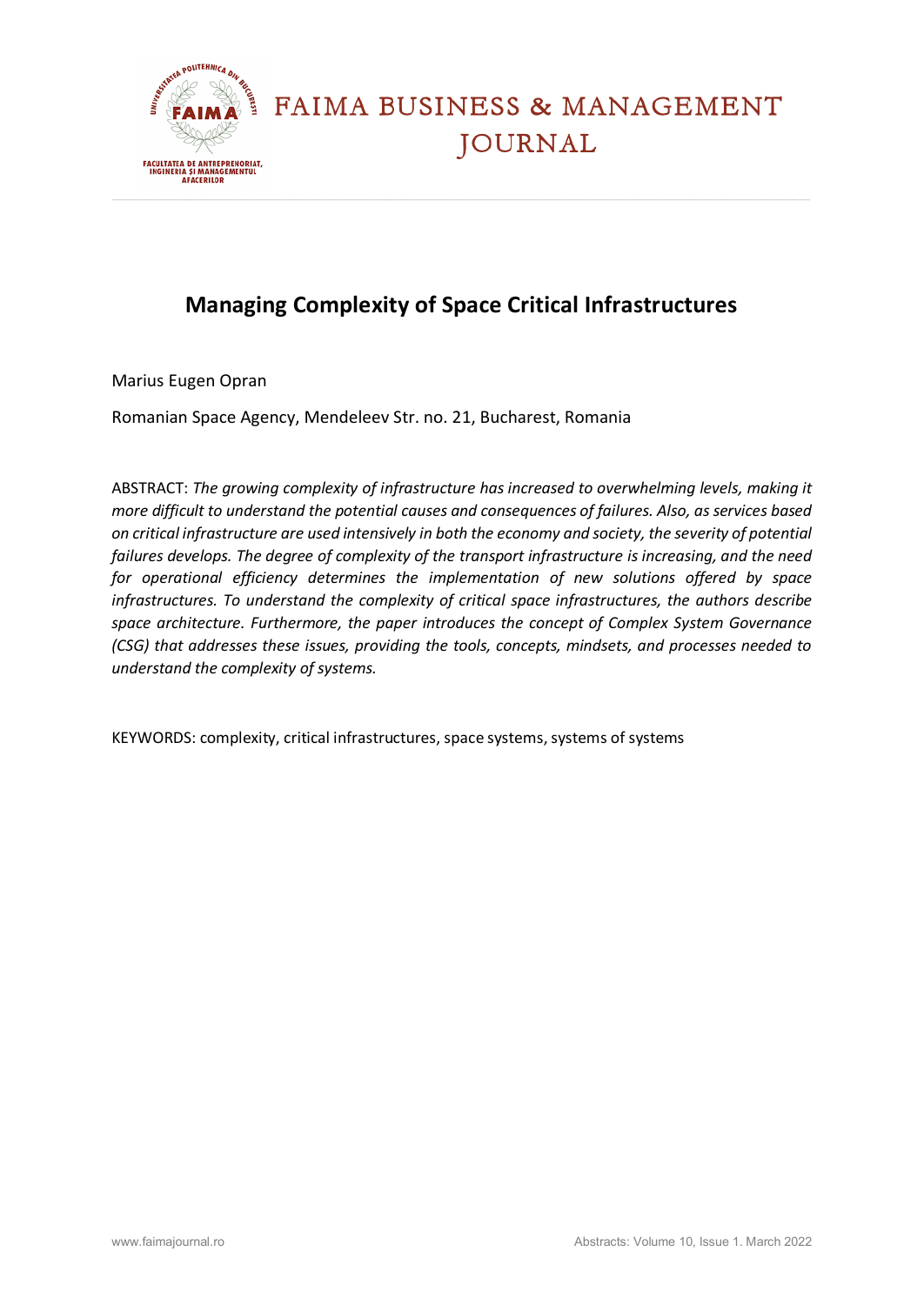# Managing Complexity of Space Critical Infrastructures

Marius Eugen Opran

Romanian Space Agency, Mendeleev Str. no. 21, Bucharest, Romania

ABSTRACT: *The growing complexity of infrastructure has increased to overwhelming levels, making it more difficult to understand the potential causes and consequences of failures. Also, as services based on critical infrastructure are used intensively in both the economy and society, the severity of potential failures develops. The degree of complexity of the transport infrastructure is increasing, and the need for operational efficiency determines the implementation of new solutions offered by space infrastructures. To understand the complexity of critical space infrastructures, the authors describe space architecture. Furthermore, the paper introduces the concept of Complex System Governance (CSG) that addresses these issues, providing the tools, concepts, mindsets, and processes needed to understand the complexity of systems.*

KEYWORDS: complexity, critical infrastructures, space systems, systems of systems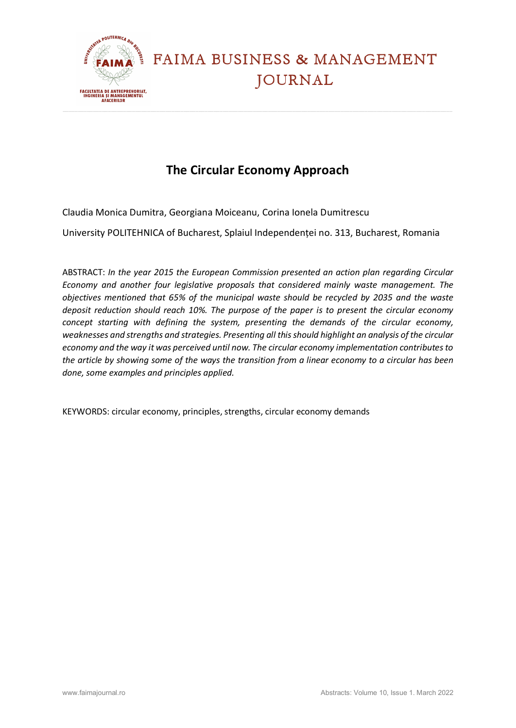# The Circular Economy Approach

Claudia Monica Dumitra, Georgiana Moiceanu, Corina Ionela Dumitrescu

University POLITEHNICA of Bucharest, Splaiul Independenței no. 313, Bucharest, Romania

ABSTRACT: *In the year 2015 the European Commission presented an action plan regarding Circular Economy and another four legislative proposals that considered mainly waste management. The objectives mentioned that 65% of the municipal waste should be recycled by 2035 and the waste deposit reduction should reach 10%. The purpose of the paper is to present the circular economy concept starting with defining the system, presenting the demands of the circular economy, weaknesses and strengths and strategies. Presenting all this should highlight an analysis of the circular economy and the way it was perceived until now. The circular economy implementation contributes to the article by showing some of the ways the transition from a linear economy to a circular has been done, some examples and principles applied.*

KEYWORDS: circular economy, principles, strengths, circular economy demands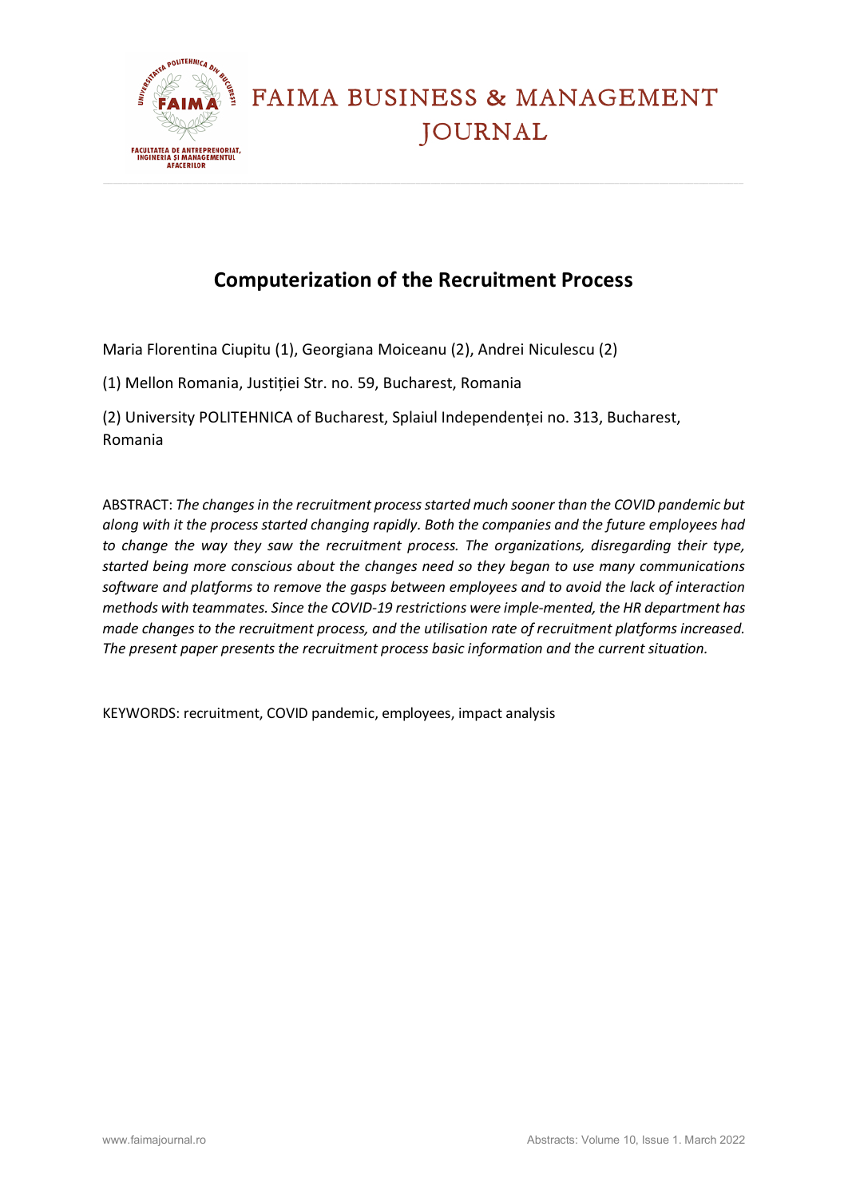# Computerization of the Recruitment Process

Maria Florentina Ciupitu (1), Georgiana Moiceanu (2), Andrei Niculescu (2)

(1) Mellon Romania, Justiției Str. no. 59, Bucharest, Romania

(2) University POLITEHNICA of Bucharest, Splaiul Independenței no. 313, Bucharest, Romania

ABSTRACT: *The changes in the recruitment process started much sooner than the COVID pandemic but along with it the process started changing rapidly. Both the companies and the future employees had to change the way they saw the recruitment process. The organizations, disregarding their type, started being more conscious about the changes need so they began to use many communications software and platforms to remove the gasps between employees and to avoid the lack of interaction methods with teammates. Since the COVID-19 restrictions were imple-mented, the HR department has made changes to the recruitment process, and the utilisation rate of recruitment platforms increased. The present paper presents the recruitment process basic information and the current situation.*

KEYWORDS: recruitment, COVID pandemic, employees, impact analysis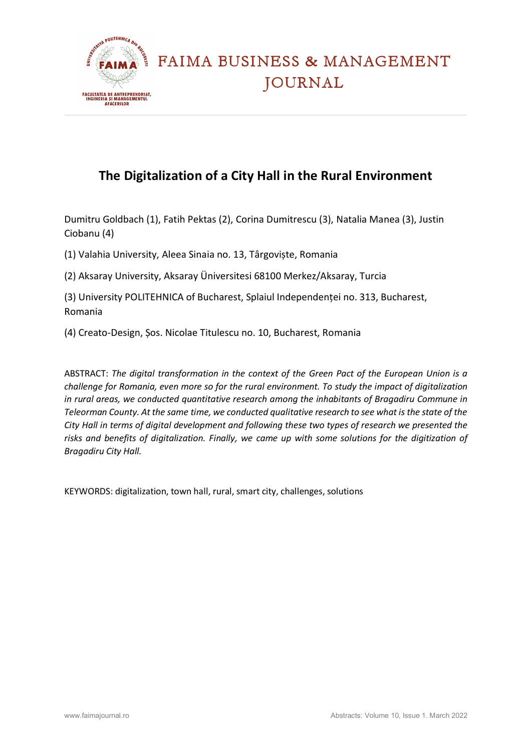# The Digitalization of a City Hall in the Rural Environment

Dumitru Goldbach (1), Fatih Pektas (2), Corina Dumitrescu (3), Natalia Manea (3), Justin Ciobanu (4)

(1) Valahia University, Aleea Sinaia no. 13, Târgoviște, Romania

(2) Aksaray University, Aksaray Üniversitesi 68100 Merkez/Aksaray, Turcia

(3) University POLITEHNICA of Bucharest, Splaiul Independenței no. 313, Bucharest, Romania

(4) Creato-Design, Șos. Nicolae Titulescu no. 10, Bucharest, Romania

ABSTRACT: *The digital transformation in the context of the Green Pact of the European Union is a challenge for Romania, even more so for the rural environment. To study the impact of digitalization in rural areas, we conducted quantitative research among the inhabitants of Bragadiru Commune in Teleorman County. At the same time, we conducted qualitative research to see what is the state of the City Hall in terms of digital development and following these two types of research we presented the risks and benefits of digitalization. Finally, we came up with some solutions for the digitization of Bragadiru City Hall.*

KEYWORDS: digitalization, town hall, rural, smart city, challenges, solutions